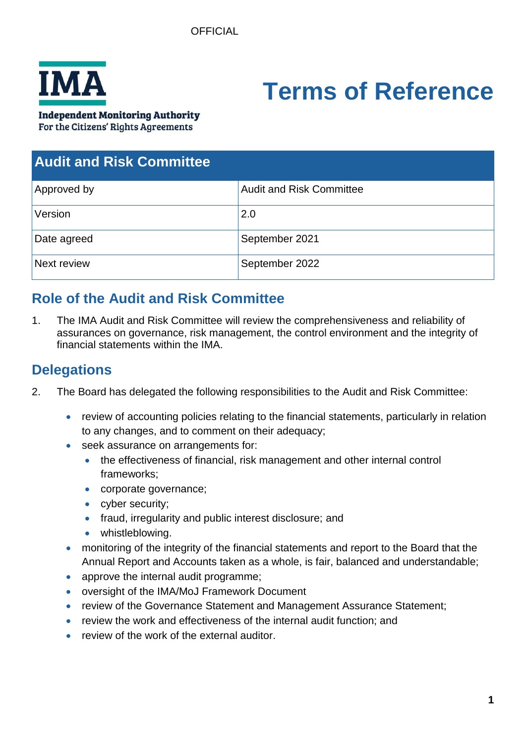OFFICIAL

**IMA**

**Independent Monitoring Authority**
For the Citizens' Rights Agreements

# Terms of Reference

| Audit and Risk Committee | |
|---|---|
| Approved by | Audit and Risk Committee |
| Version | 2.0 |
| Date agreed | September 2021 |
| Next review | September 2022 |

## Role of the Audit and Risk Committee

1. The IMA Audit and Risk Committee will review the comprehensiveness and reliability of assurances on governance, risk management, the control environment and the integrity of financial statements within the IMA.

## Delegations

2. The Board has delegated the following responsibilities to the Audit and Risk Committee:

   - review of accounting policies relating to the financial statements, particularly in relation to any changes, and to comment on their adequacy;
   - seek assurance on arrangements for:
     - the effectiveness of financial, risk management and other internal control frameworks;
     - corporate governance;
     - cyber security;
     - fraud, irregularity and public interest disclosure; and
     - whistleblowing.
   - monitoring of the integrity of the financial statements and report to the Board that the Annual Report and Accounts taken as a whole, is fair, balanced and understandable;
   - approve the internal audit programme;
   - oversight of the IMA/MoJ Framework Document
   - review of the Governance Statement and Management Assurance Statement;
   - review the work and effectiveness of the internal audit function; and
   - review of the work of the external auditor.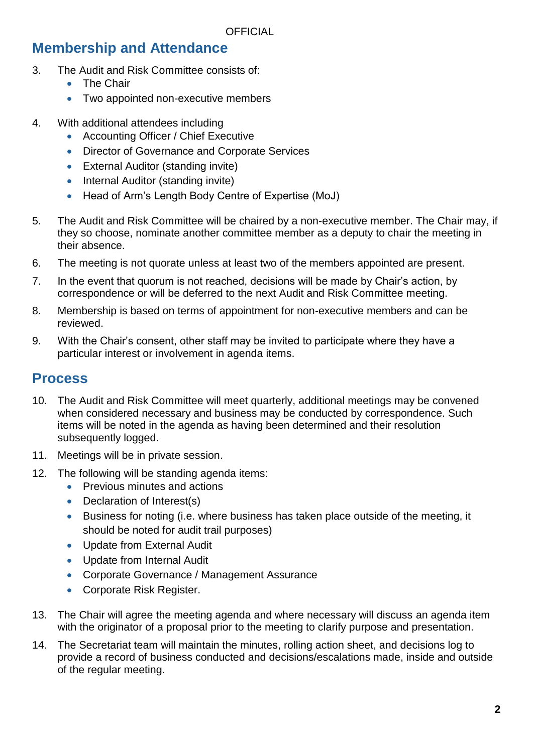## Membership and Attendance

3. The Audit and Risk Committee consists of:
    - The Chair
    - Two appointed non-executive members

4. With additional attendees including
    - Accounting Officer / Chief Executive
    - Director of Governance and Corporate Services
    - External Auditor (standing invite)
    - Internal Auditor (standing invite)
    - Head of Arm's Length Body Centre of Expertise (MoJ)

5. The Audit and Risk Committee will be chaired by a non-executive member. The Chair may, if they so choose, nominate another committee member as a deputy to chair the meeting in their absence.

6. The meeting is not quorate unless at least two of the members appointed are present.

7. In the event that quorum is not reached, decisions will be made by Chair's action, by correspondence or will be deferred to the next Audit and Risk Committee meeting.

8. Membership is based on terms of appointment for non-executive members and can be reviewed.

9. With the Chair's consent, other staff may be invited to participate where they have a particular interest or involvement in agenda items.

## Process

10. The Audit and Risk Committee will meet quarterly, additional meetings may be convened when considered necessary and business may be conducted by correspondence. Such items will be noted in the agenda as having been determined and their resolution subsequently logged.

11. Meetings will be in private session.

12. The following will be standing agenda items:
    - Previous minutes and actions
    - Declaration of Interest(s)
    - Business for noting (i.e. where business has taken place outside of the meeting, it should be noted for audit trail purposes)
    - Update from External Audit
    - Update from Internal Audit
    - Corporate Governance / Management Assurance
    - Corporate Risk Register.

13. The Chair will agree the meeting agenda and where necessary will discuss an agenda item with the originator of a proposal prior to the meeting to clarify purpose and presentation.

14. The Secretariat team will maintain the minutes, rolling action sheet, and decisions log to provide a record of business conducted and decisions/escalations made, inside and outside of the regular meeting.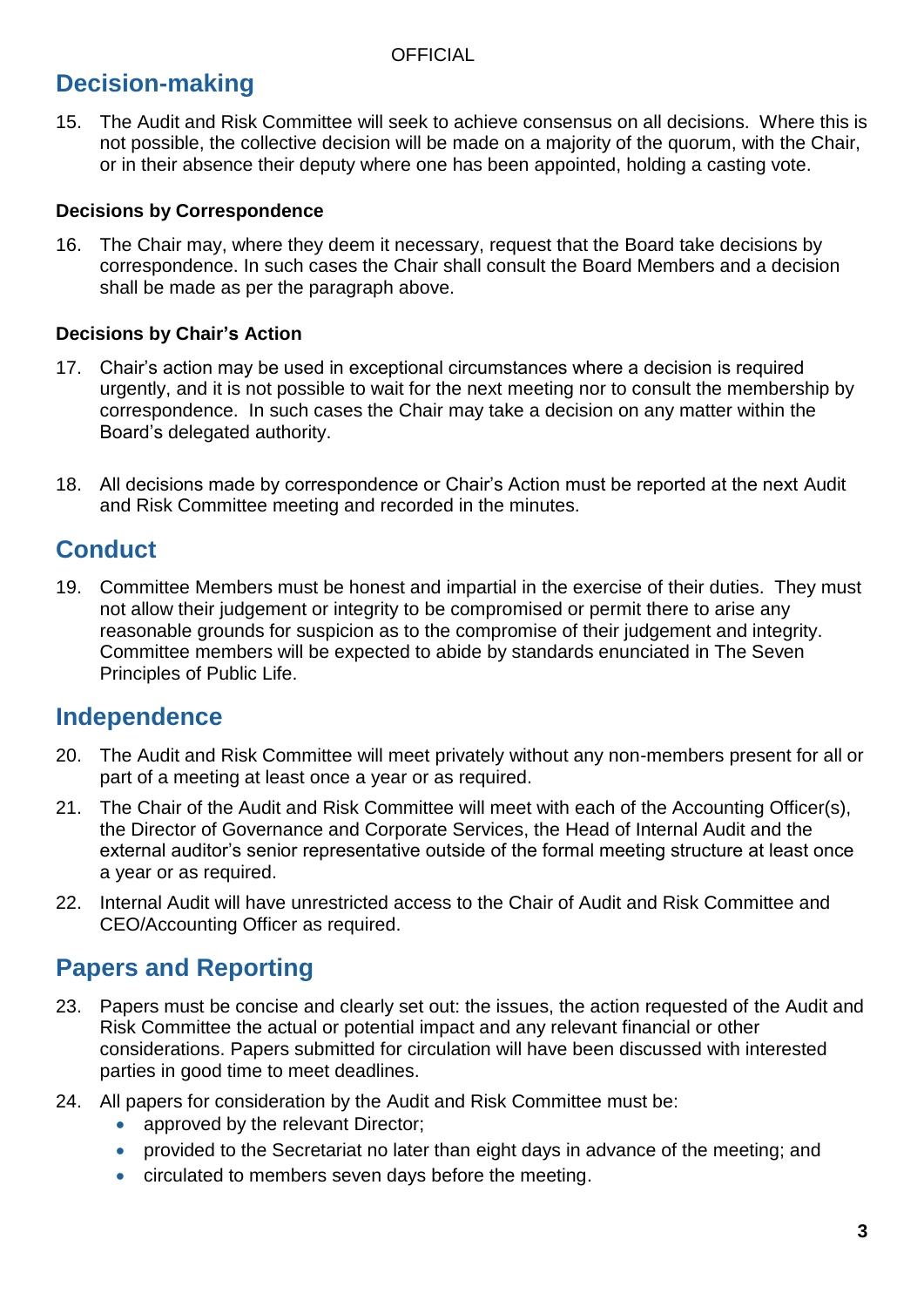## Decision-making

15. The Audit and Risk Committee will seek to achieve consensus on all decisions. Where this is not possible, the collective decision will be made on a majority of the quorum, with the Chair, or in their absence their deputy where one has been appointed, holding a casting vote.

### Decisions by Correspondence

16. The Chair may, where they deem it necessary, request that the Board take decisions by correspondence. In such cases the Chair shall consult the Board Members and a decision shall be made as per the paragraph above.

### Decisions by Chair's Action

17. Chair's action may be used in exceptional circumstances where a decision is required urgently, and it is not possible to wait for the next meeting nor to consult the membership by correspondence. In such cases the Chair may take a decision on any matter within the Board's delegated authority.

18. All decisions made by correspondence or Chair's Action must be reported at the next Audit and Risk Committee meeting and recorded in the minutes.

## Conduct

19. Committee Members must be honest and impartial in the exercise of their duties. They must not allow their judgement or integrity to be compromised or permit there to arise any reasonable grounds for suspicion as to the compromise of their judgement and integrity. Committee members will be expected to abide by standards enunciated in The Seven Principles of Public Life.

## Independence

20. The Audit and Risk Committee will meet privately without any non-members present for all or part of a meeting at least once a year or as required.
21. The Chair of the Audit and Risk Committee will meet with each of the Accounting Officer(s), the Director of Governance and Corporate Services, the Head of Internal Audit and the external auditor's senior representative outside of the formal meeting structure at least once a year or as required.
22. Internal Audit will have unrestricted access to the Chair of Audit and Risk Committee and CEO/Accounting Officer as required.

## Papers and Reporting

23. Papers must be concise and clearly set out: the issues, the action requested of the Audit and Risk Committee the actual or potential impact and any relevant financial or other considerations. Papers submitted for circulation will have been discussed with interested parties in good time to meet deadlines.
24. All papers for consideration by the Audit and Risk Committee must be:
    - approved by the relevant Director;
    - provided to the Secretariat no later than eight days in advance of the meeting; and
    - circulated to members seven days before the meeting.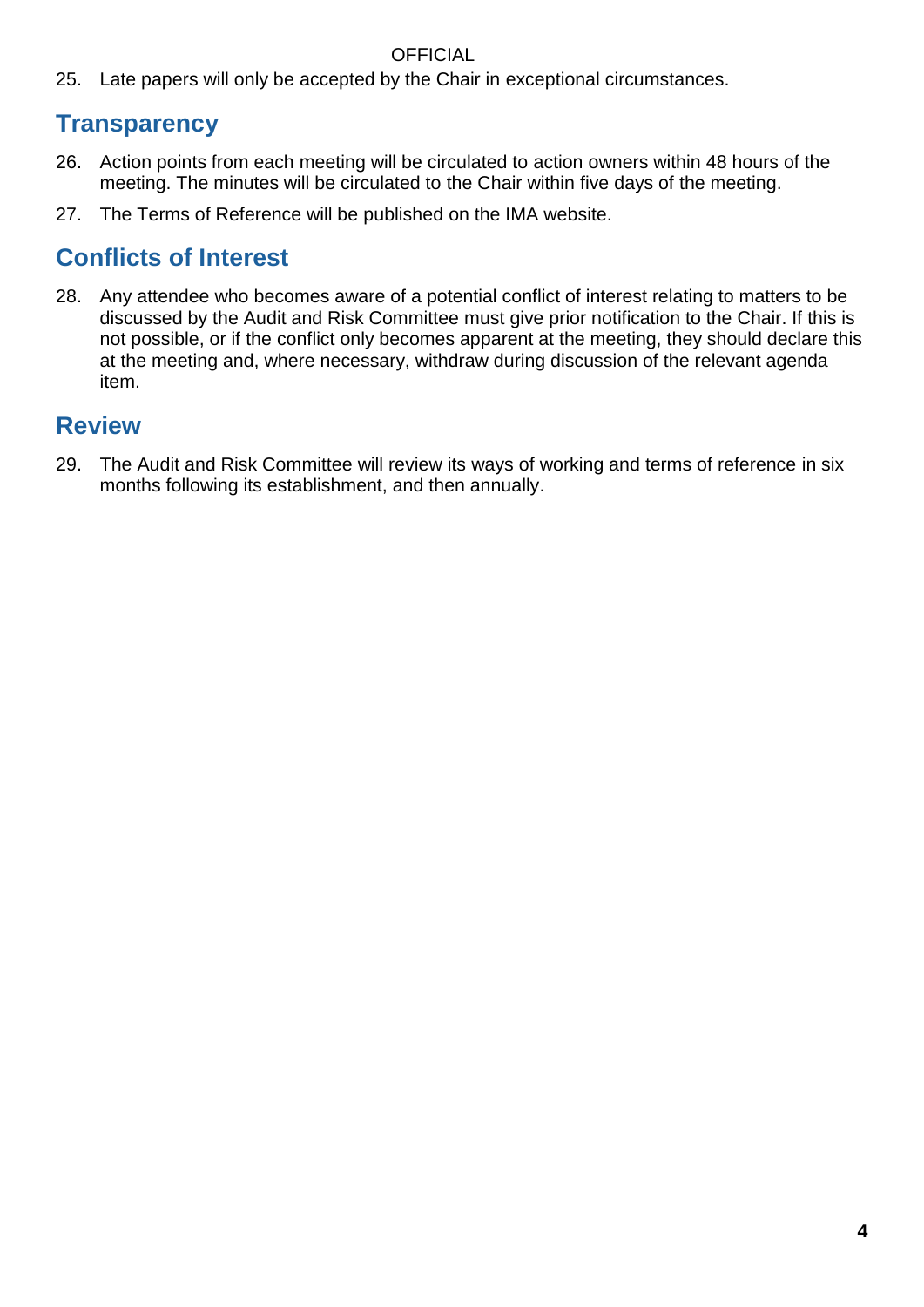25. Late papers will only be accepted by the Chair in exceptional circumstances.

## Transparency

26. Action points from each meeting will be circulated to action owners within 48 hours of the meeting. The minutes will be circulated to the Chair within five days of the meeting.
27. The Terms of Reference will be published on the IMA website.

## Conflicts of Interest

28. Any attendee who becomes aware of a potential conflict of interest relating to matters to be discussed by the Audit and Risk Committee must give prior notification to the Chair. If this is not possible, or if the conflict only becomes apparent at the meeting, they should declare this at the meeting and, where necessary, withdraw during discussion of the relevant agenda item.

## Review

29. The Audit and Risk Committee will review its ways of working and terms of reference in six months following its establishment, and then annually.